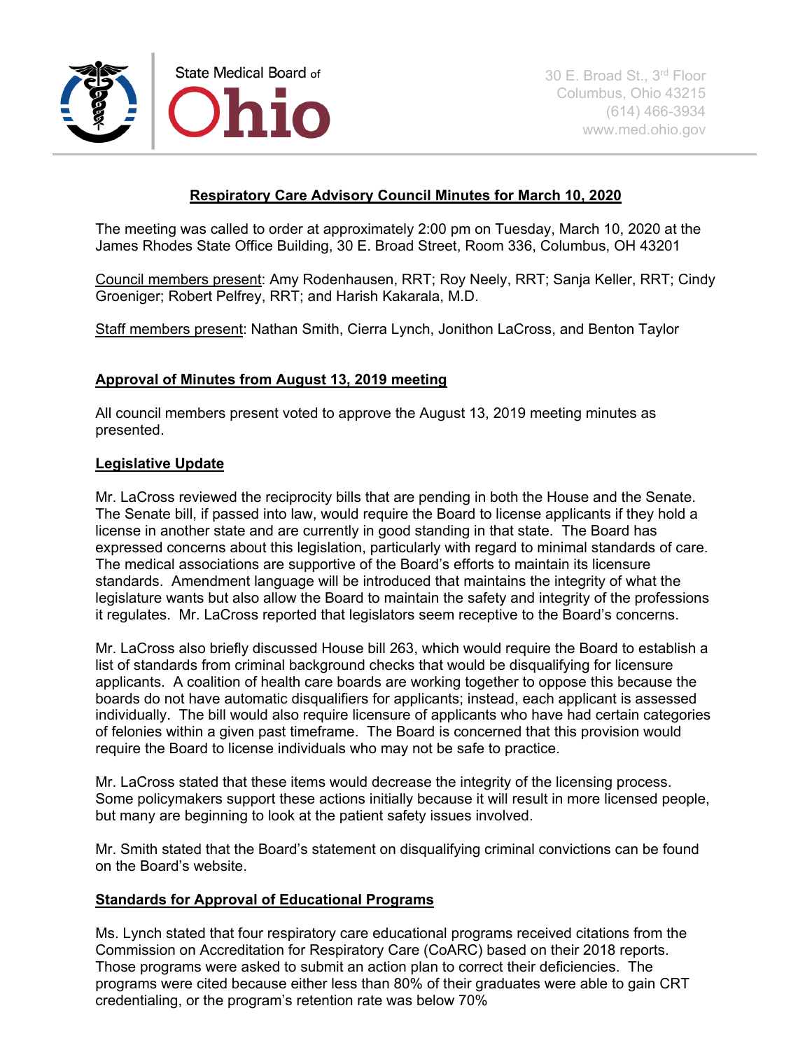State Medical Board of Ohio

30 E. Broad St., 3rd Floor
Columbus, Ohio 43215
(614) 466-3934
www.med.ohio.gov

## Respiratory Care Advisory Council Minutes for March 10, 2020

The meeting was called to order at approximately 2:00 pm on Tuesday, March 10, 2020 at the James Rhodes State Office Building, 30 E. Broad Street, Room 336, Columbus, OH 43201

Council members present: Amy Rodenhausen, RRT; Roy Neely, RRT; Sanja Keller, RRT; Cindy Groeniger; Robert Pelfrey, RRT; and Harish Kakarala, M.D.

Staff members present: Nathan Smith, Cierra Lynch, Jonithon LaCross, and Benton Taylor

### Approval of Minutes from August 13, 2019 meeting

All council members present voted to approve the August 13, 2019 meeting minutes as presented.

### Legislative Update

Mr. LaCross reviewed the reciprocity bills that are pending in both the House and the Senate. The Senate bill, if passed into law, would require the Board to license applicants if they hold a license in another state and are currently in good standing in that state. The Board has expressed concerns about this legislation, particularly with regard to minimal standards of care. The medical associations are supportive of the Board's efforts to maintain its licensure standards. Amendment language will be introduced that maintains the integrity of what the legislature wants but also allow the Board to maintain the safety and integrity of the professions it regulates. Mr. LaCross reported that legislators seem receptive to the Board's concerns.

Mr. LaCross also briefly discussed House bill 263, which would require the Board to establish a list of standards from criminal background checks that would be disqualifying for licensure applicants. A coalition of health care boards are working together to oppose this because the boards do not have automatic disqualifiers for applicants; instead, each applicant is assessed individually. The bill would also require licensure of applicants who have had certain categories of felonies within a given past timeframe. The Board is concerned that this provision would require the Board to license individuals who may not be safe to practice.

Mr. LaCross stated that these items would decrease the integrity of the licensing process. Some policymakers support these actions initially because it will result in more licensed people, but many are beginning to look at the patient safety issues involved.

Mr. Smith stated that the Board's statement on disqualifying criminal convictions can be found on the Board's website.

### Standards for Approval of Educational Programs

Ms. Lynch stated that four respiratory care educational programs received citations from the Commission on Accreditation for Respiratory Care (CoARC) based on their 2018 reports. Those programs were asked to submit an action plan to correct their deficiencies. The programs were cited because either less than 80% of their graduates were able to gain CRT credentialing, or the program's retention rate was below 70%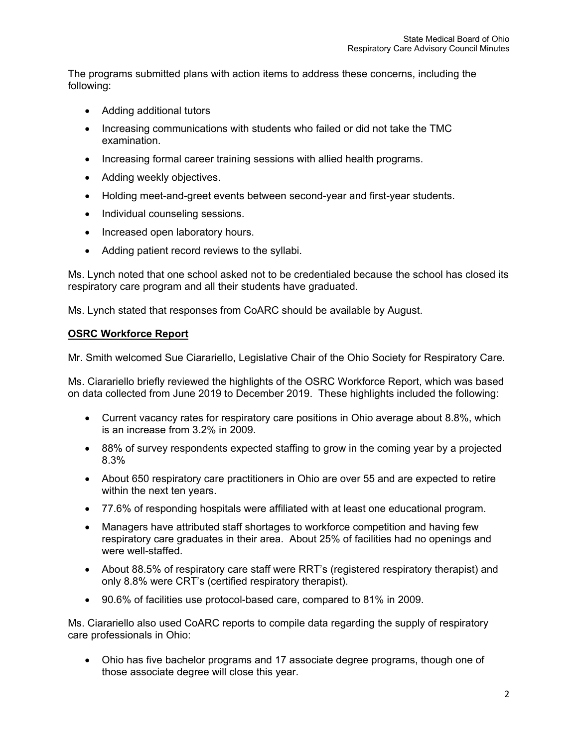The programs submitted plans with action items to address these concerns, including the following:

- Adding additional tutors
- Increasing communications with students who failed or did not take the TMC examination.
- Increasing formal career training sessions with allied health programs.
- Adding weekly objectives.
- Holding meet-and-greet events between second-year and first-year students.
- Individual counseling sessions.
- Increased open laboratory hours.
- Adding patient record reviews to the syllabi.

Ms. Lynch noted that one school asked not to be credentialed because the school has closed its respiratory care program and all their students have graduated.

Ms. Lynch stated that responses from CoARC should be available by August.

**OSRC Workforce Report**

Mr. Smith welcomed Sue Ciarariello, Legislative Chair of the Ohio Society for Respiratory Care.

Ms. Ciarariello briefly reviewed the highlights of the OSRC Workforce Report, which was based on data collected from June 2019 to December 2019. These highlights included the following:

- Current vacancy rates for respiratory care positions in Ohio average about 8.8%, which is an increase from 3.2% in 2009.
- 88% of survey respondents expected staffing to grow in the coming year by a projected 8.3%
- About 650 respiratory care practitioners in Ohio are over 55 and are expected to retire within the next ten years.
- 77.6% of responding hospitals were affiliated with at least one educational program.
- Managers have attributed staff shortages to workforce competition and having few respiratory care graduates in their area. About 25% of facilities had no openings and were well-staffed.
- About 88.5% of respiratory care staff were RRT's (registered respiratory therapist) and only 8.8% were CRT's (certified respiratory therapist).
- 90.6% of facilities use protocol-based care, compared to 81% in 2009.

Ms. Ciarariello also used CoARC reports to compile data regarding the supply of respiratory care professionals in Ohio:

- Ohio has five bachelor programs and 17 associate degree programs, though one of those associate degree will close this year.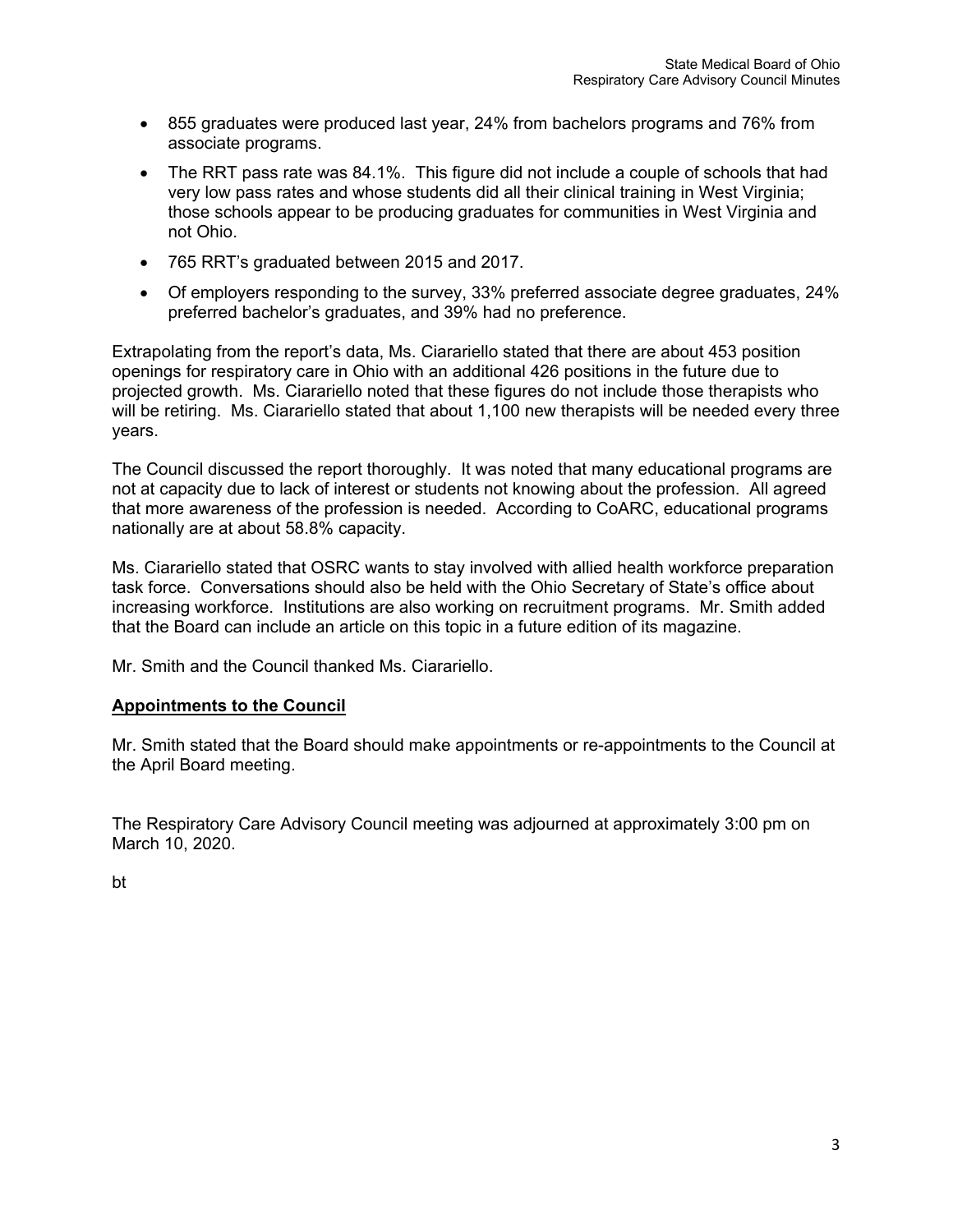- 855 graduates were produced last year, 24% from bachelors programs and 76% from associate programs.
- The RRT pass rate was 84.1%. This figure did not include a couple of schools that had very low pass rates and whose students did all their clinical training in West Virginia; those schools appear to be producing graduates for communities in West Virginia and not Ohio.
- 765 RRT's graduated between 2015 and 2017.
- Of employers responding to the survey, 33% preferred associate degree graduates, 24% preferred bachelor's graduates, and 39% had no preference.

Extrapolating from the report's data, Ms. Ciarariello stated that there are about 453 position openings for respiratory care in Ohio with an additional 426 positions in the future due to projected growth. Ms. Ciarariello noted that these figures do not include those therapists who will be retiring. Ms. Ciarariello stated that about 1,100 new therapists will be needed every three years.

The Council discussed the report thoroughly. It was noted that many educational programs are not at capacity due to lack of interest or students not knowing about the profession. All agreed that more awareness of the profession is needed. According to CoARC, educational programs nationally are at about 58.8% capacity.

Ms. Ciarariello stated that OSRC wants to stay involved with allied health workforce preparation task force. Conversations should also be held with the Ohio Secretary of State's office about increasing workforce. Institutions are also working on recruitment programs. Mr. Smith added that the Board can include an article on this topic in a future edition of its magazine.

Mr. Smith and the Council thanked Ms. Ciarariello.

**Appointments to the Council**

Mr. Smith stated that the Board should make appointments or re-appointments to the Council at the April Board meeting.

The Respiratory Care Advisory Council meeting was adjourned at approximately 3:00 pm on March 10, 2020.

bt